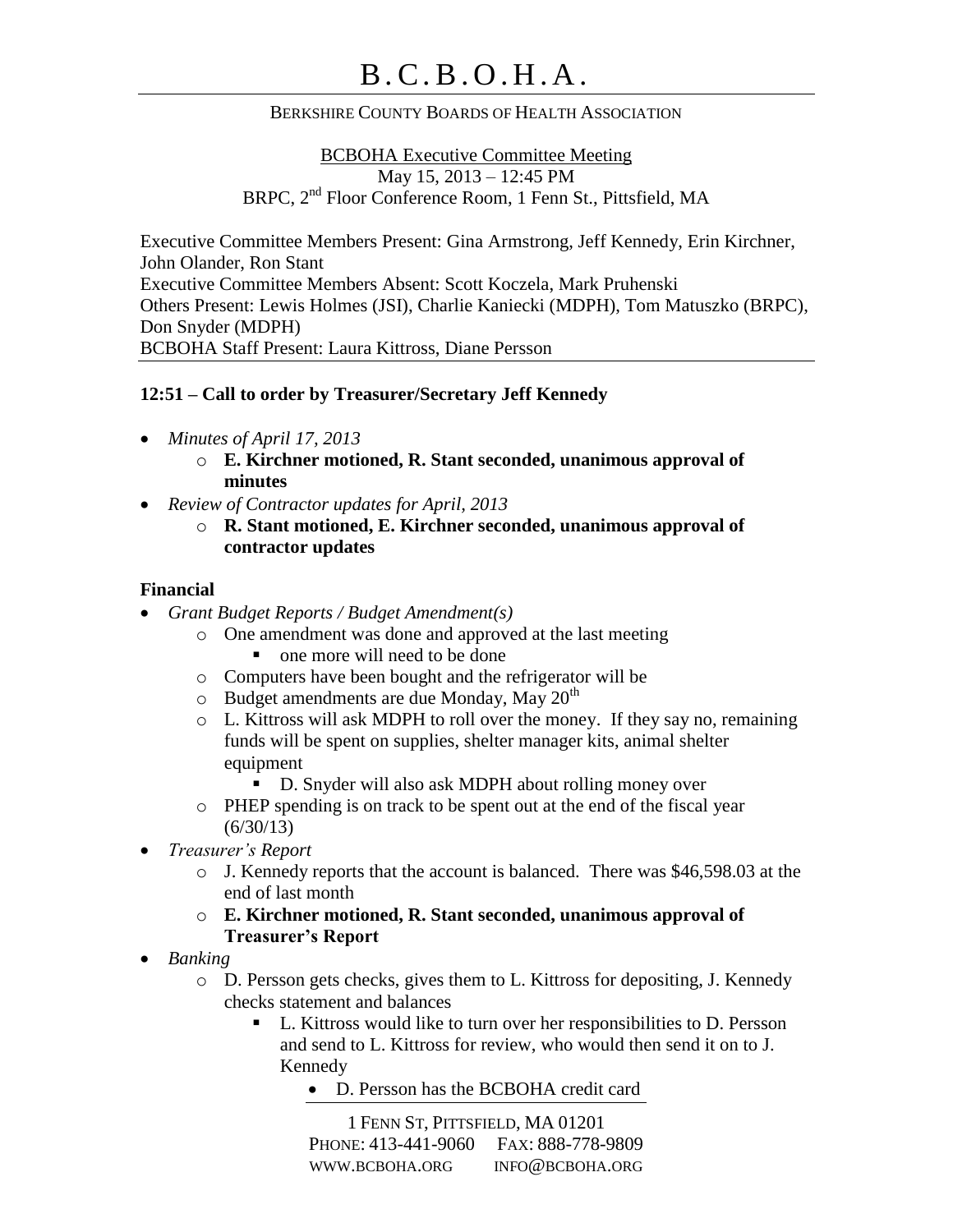# B.C.B.O.H.A.

BERKSHIRE COUNTY BOARDS OF HEALTH ASSOCIATION

BCBOHA Executive Committee Meeting
May 15, 2013 – 12:45 PM
BRPC, 2nd Floor Conference Room, 1 Fenn St., Pittsfield, MA

Executive Committee Members Present: Gina Armstrong, Jeff Kennedy, Erin Kirchner, John Olander, Ron Stant
Executive Committee Members Absent: Scott Koczela, Mark Pruhenski
Others Present: Lewis Holmes (JSI), Charlie Kaniecki (MDPH), Tom Matuszko (BRPC), Don Snyder (MDPH)
BCBOHA Staff Present: Laura Kittross, Diane Persson

**12:51 – Call to order by Treasurer/Secretary Jeff Kennedy**

- *Minutes of April 17, 2013*
  - **E. Kirchner motioned, R. Stant seconded, unanimous approval of minutes**
- *Review of Contractor updates for April, 2013*
  - **R. Stant motioned, E. Kirchner seconded, unanimous approval of contractor updates**

**Financial**

- *Grant Budget Reports / Budget Amendment(s)*
  - One amendment was done and approved at the last meeting
    - one more will need to be done
  - Computers have been bought and the refrigerator will be
  - Budget amendments are due Monday, May 20th
  - L. Kittross will ask MDPH to roll over the money. If they say no, remaining funds will be spent on supplies, shelter manager kits, animal shelter equipment
    - D. Snyder will also ask MDPH about rolling money over
  - PHEP spending is on track to be spent out at the end of the fiscal year (6/30/13)
- *Treasurer's Report*
  - J. Kennedy reports that the account is balanced. There was $46,598.03 at the end of last month
  - **E. Kirchner motioned, R. Stant seconded, unanimous approval of Treasurer's Report**
- *Banking*
  - D. Persson gets checks, gives them to L. Kittross for depositing, J. Kennedy checks statement and balances
    - L. Kittross would like to turn over her responsibilities to D. Persson and send to L. Kittross for review, who would then send it on to J. Kennedy
      - D. Persson has the BCBOHA credit card

1 FENN ST, PITTSFIELD, MA 01201
PHONE: 413-441-9060 FAX: 888-778-9809
WWW.BCBOHA.ORG INFO@BCBOHA.ORG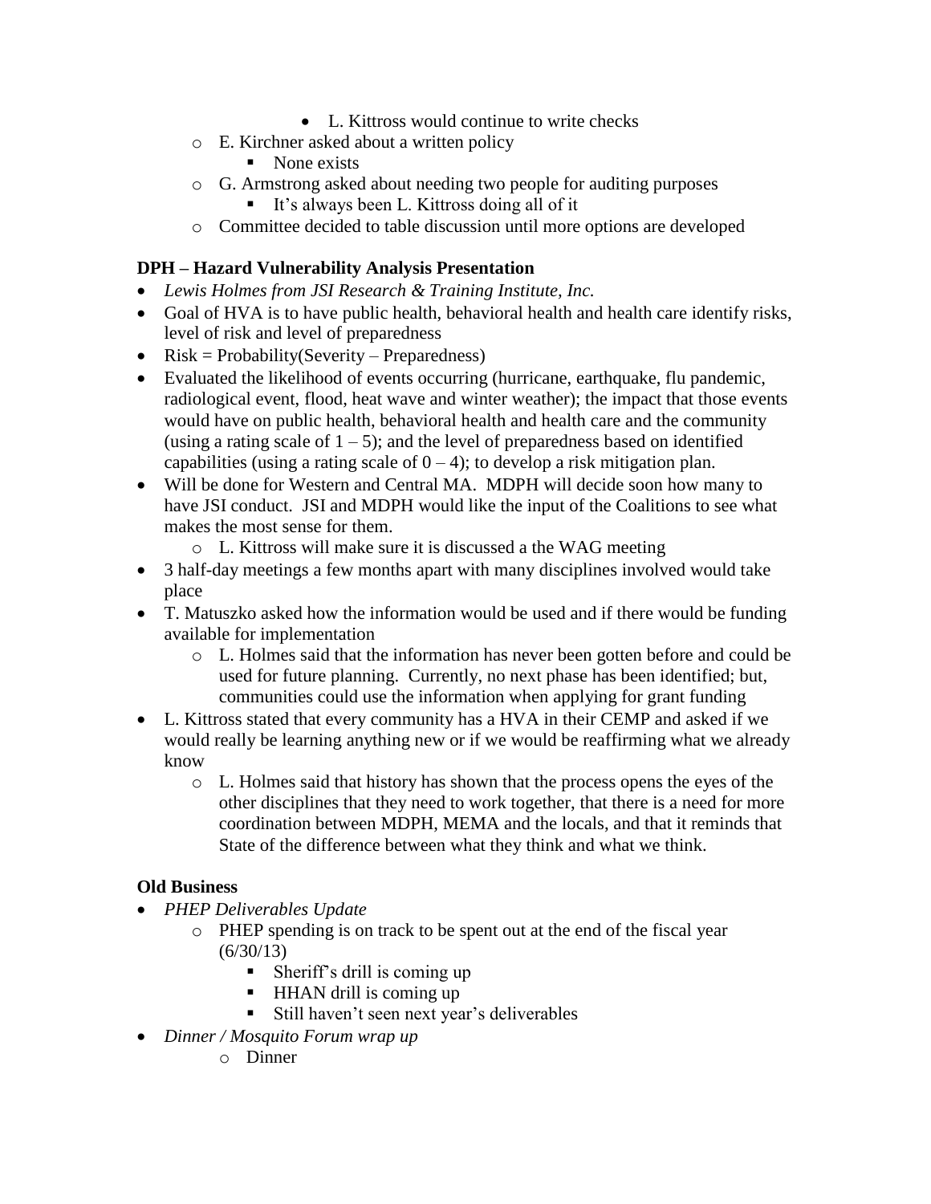- L. Kittross would continue to write checks
    - E. Kirchner asked about a written policy
        - None exists
    - G. Armstrong asked about needing two people for auditing purposes
        - It's always been L. Kittross doing all of it
    - Committee decided to table discussion until more options are developed

**DPH – Hazard Vulnerability Analysis Presentation**

- *Lewis Holmes from JSI Research & Training Institute, Inc.*
- Goal of HVA is to have public health, behavioral health and health care identify risks, level of risk and level of preparedness
- Risk = Probability(Severity – Preparedness)
- Evaluated the likelihood of events occurring (hurricane, earthquake, flu pandemic, radiological event, flood, heat wave and winter weather); the impact that those events would have on public health, behavioral health and health care and the community (using a rating scale of 1 – 5); and the level of preparedness based on identified capabilities (using a rating scale of 0 – 4); to develop a risk mitigation plan.
- Will be done for Western and Central MA. MDPH will decide soon how many to have JSI conduct. JSI and MDPH would like the input of the Coalitions to see what makes the most sense for them.
    - L. Kittross will make sure it is discussed a the WAG meeting
- 3 half-day meetings a few months apart with many disciplines involved would take place
- T. Matuszko asked how the information would be used and if there would be funding available for implementation
    - L. Holmes said that the information has never been gotten before and could be used for future planning. Currently, no next phase has been identified; but, communities could use the information when applying for grant funding
- L. Kittross stated that every community has a HVA in their CEMP and asked if we would really be learning anything new or if we would be reaffirming what we already know
    - L. Holmes said that history has shown that the process opens the eyes of the other disciplines that they need to work together, that there is a need for more coordination between MDPH, MEMA and the locals, and that it reminds that State of the difference between what they think and what we think.

**Old Business**

- *PHEP Deliverables Update*
    - PHEP spending is on track to be spent out at the end of the fiscal year (6/30/13)
        - Sheriff's drill is coming up
        - HHAN drill is coming up
        - Still haven't seen next year's deliverables
- *Dinner / Mosquito Forum wrap up*
    - Dinner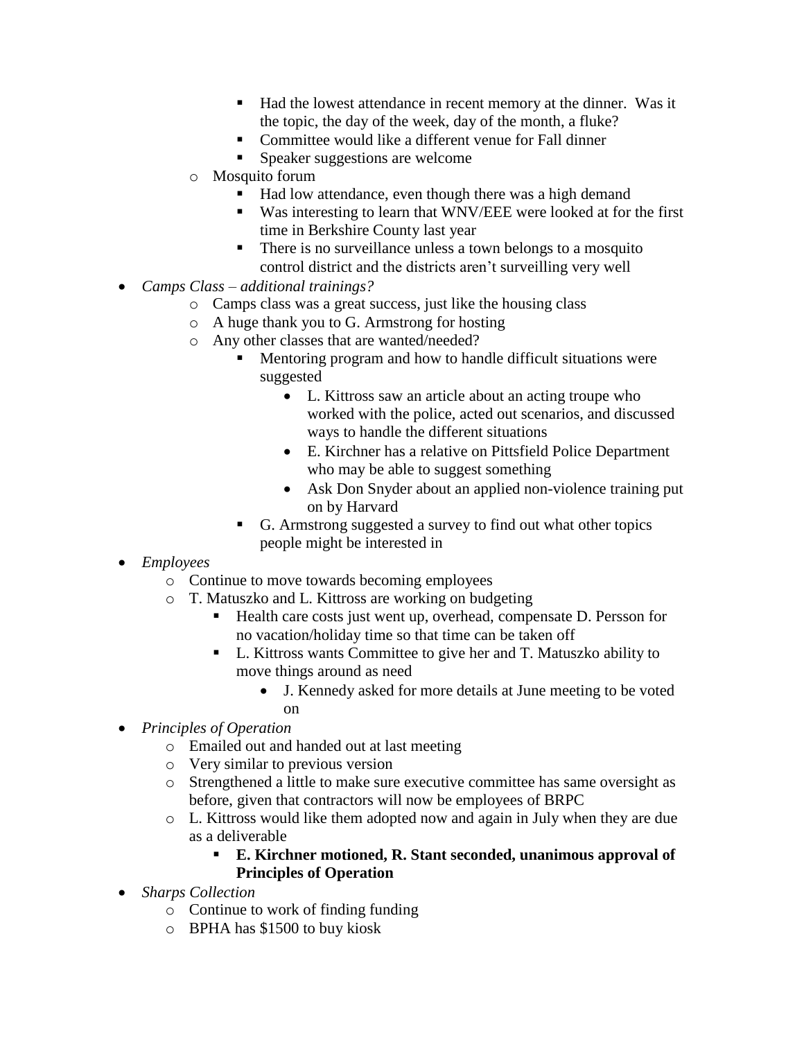- Had the lowest attendance in recent memory at the dinner. Was it the topic, the day of the week, day of the month, a fluke?
        - Committee would like a different venue for Fall dinner
        - Speaker suggestions are welcome
    - Mosquito forum
        - Had low attendance, even though there was a high demand
        - Was interesting to learn that WNV/EEE were looked at for the first time in Berkshire County last year
        - There is no surveillance unless a town belongs to a mosquito control district and the districts aren't surveilling very well

- *Camps Class – additional trainings?*
    - Camps class was a great success, just like the housing class
    - A huge thank you to G. Armstrong for hosting
    - Any other classes that are wanted/needed?
        - Mentoring program and how to handle difficult situations were suggested
            - L. Kittross saw an article about an acting troupe who worked with the police, acted out scenarios, and discussed ways to handle the different situations
            - E. Kirchner has a relative on Pittsfield Police Department who may be able to suggest something
            - Ask Don Snyder about an applied non-violence training put on by Harvard
        - G. Armstrong suggested a survey to find out what other topics people might be interested in
- *Employees*
    - Continue to move towards becoming employees
    - T. Matuszko and L. Kittross are working on budgeting
        - Health care costs just went up, overhead, compensate D. Persson for no vacation/holiday time so that time can be taken off
        - L. Kittross wants Committee to give her and T. Matuszko ability to move things around as need
            - J. Kennedy asked for more details at June meeting to be voted on
- *Principles of Operation*
    - Emailed out and handed out at last meeting
    - Very similar to previous version
    - Strengthened a little to make sure executive committee has same oversight as before, given that contractors will now be employees of BRPC
    - L. Kittross would like them adopted now and again in July when they are due as a deliverable
        - **E. Kirchner motioned, R. Stant seconded, unanimous approval of Principles of Operation**
- *Sharps Collection*
    - Continue to work of finding funding
    - BPHA has $1500 to buy kiosk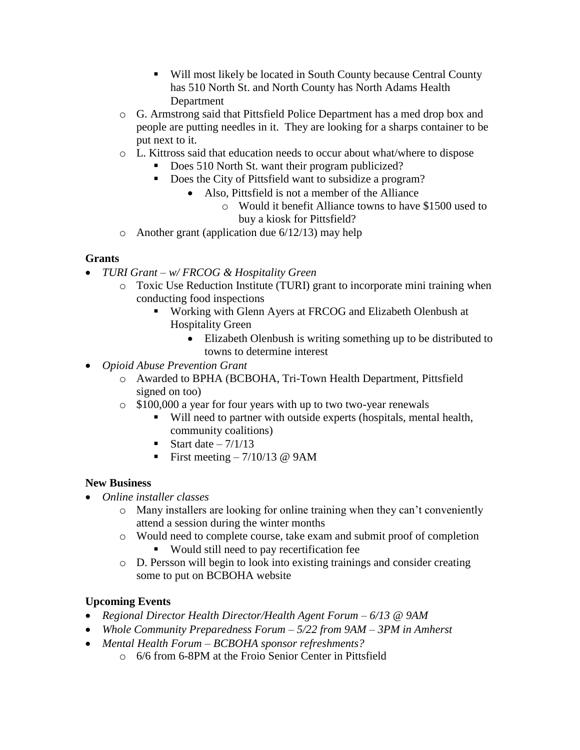- Will most likely be located in South County because Central County has 510 North St. and North County has North Adams Health Department
    - G. Armstrong said that Pittsfield Police Department has a med drop box and people are putting needles in it. They are looking for a sharps container to be put next to it.
    - L. Kittross said that education needs to occur about what/where to dispose
        - Does 510 North St. want their program publicized?
        - Does the City of Pittsfield want to subsidize a program?
            - Also, Pittsfield is not a member of the Alliance
                - Would it benefit Alliance towns to have $1500 used to buy a kiosk for Pittsfield?
    - Another grant (application due 6/12/13) may help

**Grants**

- *TURI Grant – w/ FRCOG & Hospitality Green*
    - Toxic Use Reduction Institute (TURI) grant to incorporate mini training when conducting food inspections
        - Working with Glenn Ayers at FRCOG and Elizabeth Olenbush at Hospitality Green
            - Elizabeth Olenbush is writing something up to be distributed to towns to determine interest
- *Opioid Abuse Prevention Grant*
    - Awarded to BPHA (BCBOHA, Tri-Town Health Department, Pittsfield signed on too)
    - $100,000 a year for four years with up to two two-year renewals
        - Will need to partner with outside experts (hospitals, mental health, community coalitions)
        - Start date – 7/1/13
        - First meeting – 7/10/13 @ 9AM

**New Business**

- *Online installer classes*
    - Many installers are looking for online training when they can't conveniently attend a session during the winter months
    - Would need to complete course, take exam and submit proof of completion
        - Would still need to pay recertification fee
    - D. Persson will begin to look into existing trainings and consider creating some to put on BCBOHA website

**Upcoming Events**

- *Regional Director Health Director/Health Agent Forum – 6/13 @ 9AM*
- *Whole Community Preparedness Forum – 5/22 from 9AM – 3PM in Amherst*
- *Mental Health Forum – BCBOHA sponsor refreshments?*
    - 6/6 from 6-8PM at the Froio Senior Center in Pittsfield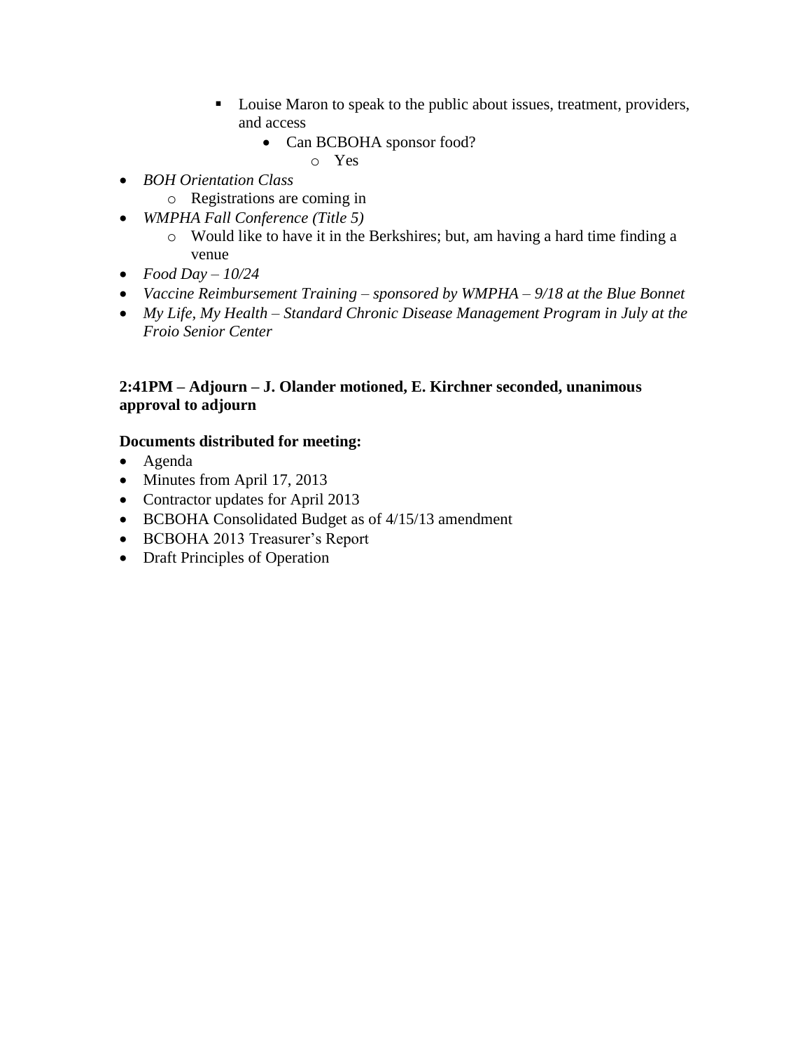- Louise Maron to speak to the public about issues, treatment, providers, and access
            - Can BCBOHA sponsor food?
                - Yes

- *BOH Orientation Class*
    - Registrations are coming in
- *WMPHA Fall Conference (Title 5)*
    - Would like to have it in the Berkshires; but, am having a hard time finding a venue
- *Food Day – 10/24*
- *Vaccine Reimbursement Training – sponsored by WMPHA – 9/18 at the Blue Bonnet*
- *My Life, My Health – Standard Chronic Disease Management Program in July at the Froio Senior Center*

**2:41PM – Adjourn – J. Olander motioned, E. Kirchner seconded, unanimous approval to adjourn**

**Documents distributed for meeting:**

- Agenda
- Minutes from April 17, 2013
- Contractor updates for April 2013
- BCBOHA Consolidated Budget as of 4/15/13 amendment
- BCBOHA 2013 Treasurer's Report
- Draft Principles of Operation